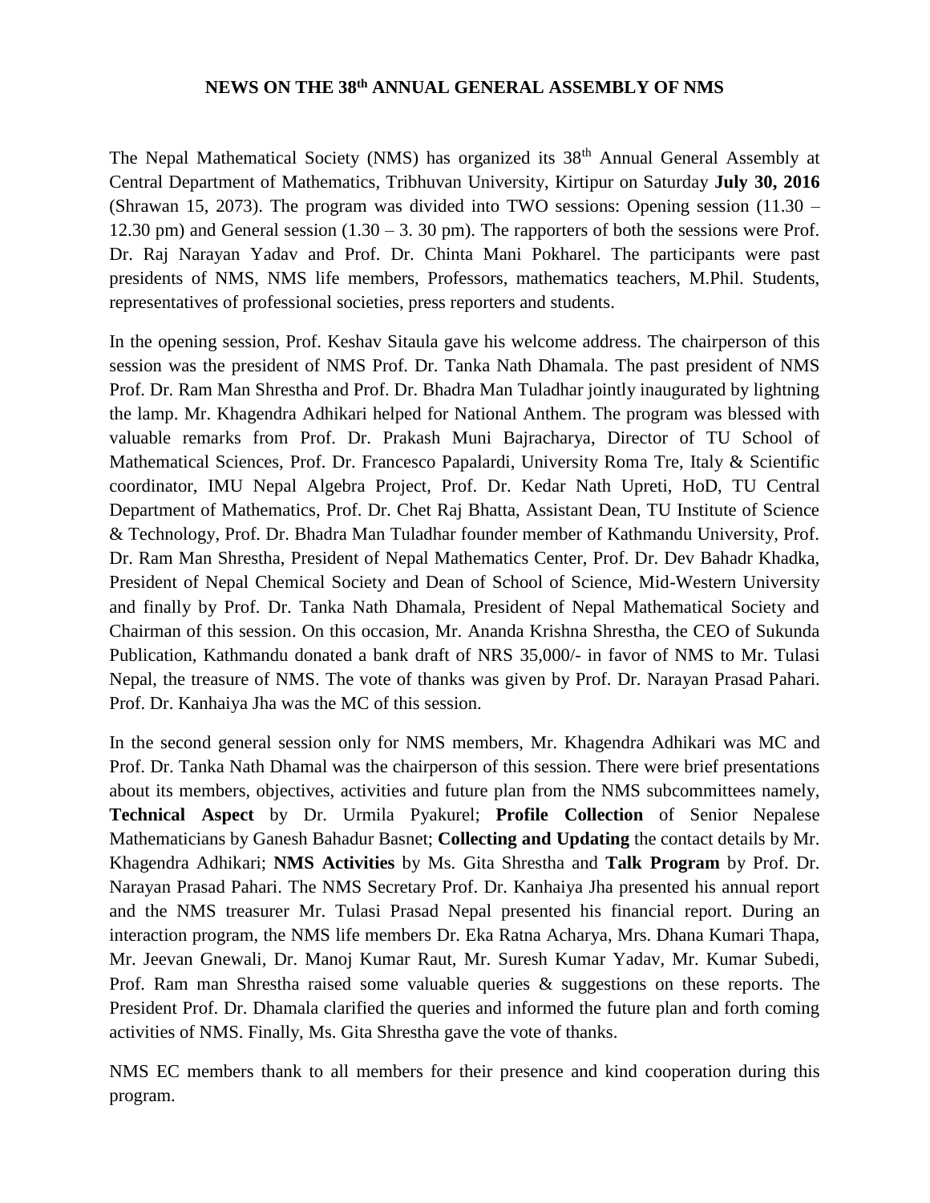# NEWS ON THE 38th ANNUAL GENERAL ASSEMBLY OF NMS

The Nepal Mathematical Society (NMS) has organized its 38th Annual General Assembly at Central Department of Mathematics, Tribhuvan University, Kirtipur on Saturday **July 30, 2016** (Shrawan 15, 2073). The program was divided into TWO sessions: Opening session (11.30 – 12.30 pm) and General session (1.30 – 3. 30 pm). The rapporters of both the sessions were Prof. Dr. Raj Narayan Yadav and Prof. Dr. Chinta Mani Pokharel. The participants were past presidents of NMS, NMS life members, Professors, mathematics teachers, M.Phil. Students, representatives of professional societies, press reporters and students.

In the opening session, Prof. Keshav Sitaula gave his welcome address. The chairperson of this session was the president of NMS Prof. Dr. Tanka Nath Dhamala. The past president of NMS Prof. Dr. Ram Man Shrestha and Prof. Dr. Bhadra Man Tuladhar jointly inaugurated by lightning the lamp. Mr. Khagendra Adhikari helped for National Anthem. The program was blessed with valuable remarks from Prof. Dr. Prakash Muni Bajracharya, Director of TU School of Mathematical Sciences, Prof. Dr. Francesco Papalardi, University Roma Tre, Italy & Scientific coordinator, IMU Nepal Algebra Project, Prof. Dr. Kedar Nath Upreti, HoD, TU Central Department of Mathematics, Prof. Dr. Chet Raj Bhatta, Assistant Dean, TU Institute of Science & Technology, Prof. Dr. Bhadra Man Tuladhar founder member of Kathmandu University, Prof. Dr. Ram Man Shrestha, President of Nepal Mathematics Center, Prof. Dr. Dev Bahadr Khadka, President of Nepal Chemical Society and Dean of School of Science, Mid-Western University and finally by Prof. Dr. Tanka Nath Dhamala, President of Nepal Mathematical Society and Chairman of this session. On this occasion, Mr. Ananda Krishna Shrestha, the CEO of Sukunda Publication, Kathmandu donated a bank draft of NRS 35,000/- in favor of NMS to Mr. Tulasi Nepal, the treasure of NMS. The vote of thanks was given by Prof. Dr. Narayan Prasad Pahari. Prof. Dr. Kanhaiya Jha was the MC of this session.

In the second general session only for NMS members, Mr. Khagendra Adhikari was MC and Prof. Dr. Tanka Nath Dhamal was the chairperson of this session. There were brief presentations about its members, objectives, activities and future plan from the NMS subcommittees namely, **Technical Aspect** by Dr. Urmila Pyakurel; **Profile Collection** of Senior Nepalese Mathematicians by Ganesh Bahadur Basnet; **Collecting and Updating** the contact details by Mr. Khagendra Adhikari; **NMS Activities** by Ms. Gita Shrestha and **Talk Program** by Prof. Dr. Narayan Prasad Pahari. The NMS Secretary Prof. Dr. Kanhaiya Jha presented his annual report and the NMS treasurer Mr. Tulasi Prasad Nepal presented his financial report. During an interaction program, the NMS life members Dr. Eka Ratna Acharya, Mrs. Dhana Kumari Thapa, Mr. Jeevan Gnewali, Dr. Manoj Kumar Raut, Mr. Suresh Kumar Yadav, Mr. Kumar Subedi, Prof. Ram man Shrestha raised some valuable queries & suggestions on these reports. The President Prof. Dr. Dhamala clarified the queries and informed the future plan and forth coming activities of NMS. Finally, Ms. Gita Shrestha gave the vote of thanks.

NMS EC members thank to all members for their presence and kind cooperation during this program.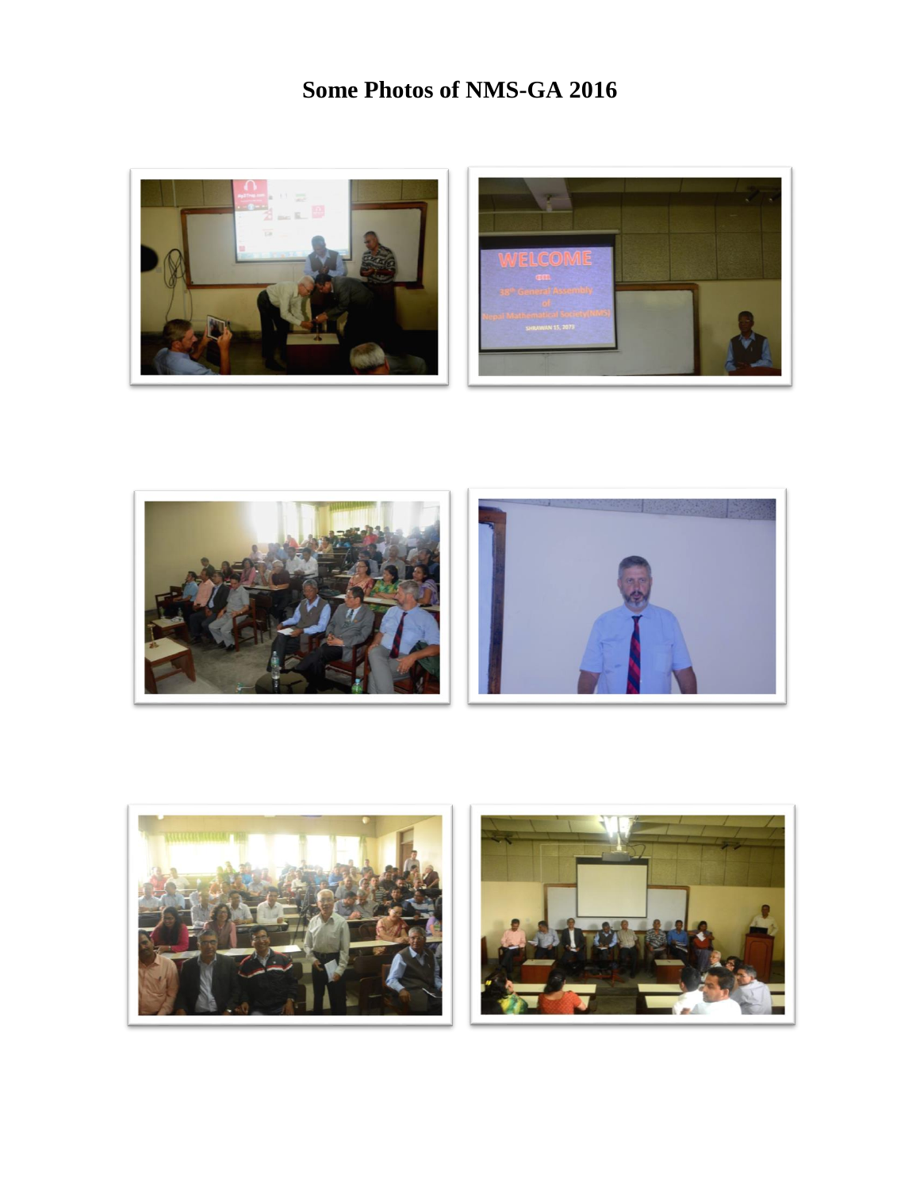# Some Photos of NMS-GA 2016